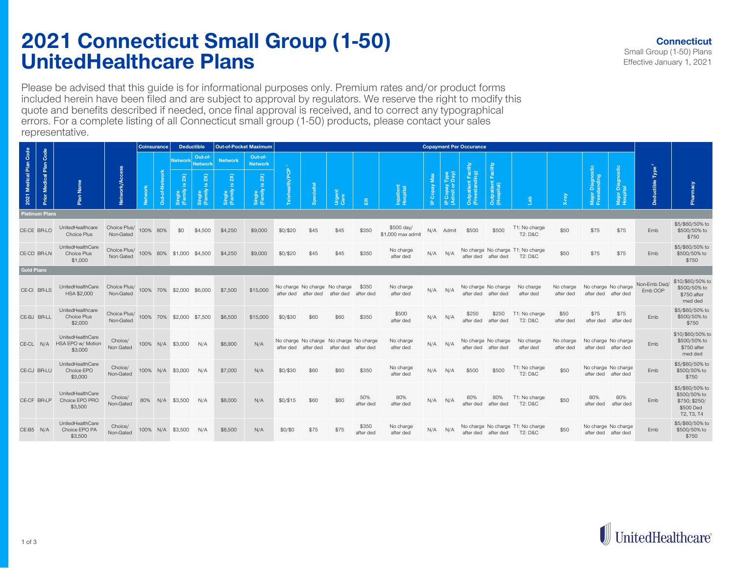# 2021 Connecticut Small Group (1-50) UnitedHealthcare Plans

**Connecticut**
Small Group (1-50) Plans
Effective January 1, 2021

Please be advised that this guide is for informational purposes only. Premium rates and/or product forms included herein have been filed and are subject to approval by regulators. We reserve the right to modify this quote and benefits described if needed, once final approval is received, and to correct any typographical errors. For a complete listing of all Connecticut small group (1-50) products, please contact your sales representative.

| 2021 Medical Plan Code | Prior Medical Plan Code | Plan Name | Network/Access | Coinsurance | | Deductible | | Out-of-Pocket Maximum | | Copayment Per Occurance | | | | | | | | | | | | | | Deductible Type [2] | Pharmacy |
|---|---|---|---|---|---|---|---|---|---|---|---|---|---|---|---|---|---|---|---|---|---|---|---|---|---|
| | | | | Network | Out-of-Network | Network Single (Family is 2X) | Out-of-Network Single (Family is 2X) | Network Single (Family is 2X) | Out-of-Network Single (Family is 2X) | Telehealth/PCP [1] | Specialist | Urgent Care | ER | Inpatient Hospital | IP Copay Max | IP Copay Type (Admit or Day) | Outpatient Facility (Freestanding) | Outpatient Facility (Hospital) | Lab | X-ray | Major Diagnostic Freestanding | Major Diagnostic Hospital | | | |
| **Platinum Plans** | | | | | | | | | | | | | | | | | | | | | | | | | |
| CE-CE | BR-LO | UnitedHealthcare Choice Plus | Choice Plus/ Non-Gated | 100% | 80% | $0 | $4,500 | $4,250 | $9,000 | $0/$20 | $45 | $45 | $350 | $500 day/ $1,000 max admit | N/A | Admit | $500 | $500 | T1: No charge T2: D&C | $50 | $75 | $75 | Emb | $5/$60/50% to $500/50% to $750 |
| CE-CD | BR-LN | UnitedHealthCare Choice Plus $1,000 | Choice Plus/ Non Gated | 100% | 80% | $1,000 | $4,500 | $4,250 | $9,000 | $0/$20 | $45 | $45 | $350 | No charge after ded | N/A | N/A | No charge after ded | No charge after ded | T1: No charge T2: D&C | $50 | $75 | $75 | Emb | $5/$60/50% to $500/50% to $750 |
| **Gold Plans** | | | | | | | | | | | | | | | | | | | | | | | | | |
| CE-CI | BR-LS | UnitedHealthCare HSA $2,000 | Choice Plus/ Non-Gated | 100% | 70% | $2,000 | $6,000 | $7,500 | $15,000 | No charge after ded | No charge after ded | No charge after ded | $350 after ded | No charge after ded | N/A | N/A | No charge after ded | No charge after ded | No charge after ded | No charge after ded | No charge after ded | No charge after ded | Non-Emb Ded/ Emb OOP | $10/$60/50% to $500/50% to $750 after med ded |
| CE-BJ | BR-LL | UnitedHealthcare Choice Plus $2,000 | Choice Plus/ Non-Gated | 100% | 70% | $2,000 | $7,500 | $6,500 | $15,000 | $0/$30 | $60 | $60 | $350 | $500 after ded | N/A | N/A | $250 after ded | $250 after ded | T1: No charge T2: D&C | $50 after ded | $75 after ded | $75 after ded | Emb | $5/$60/50% to $500/50% to $750 |
| CE-CL | N/A | UnitedHealthCare HSA EPO w/ Motion $3,000 | Choice/ Non Gated | 100% | N/A | $3,000 | N/A | $6,900 | N/A | No charge after ded | No charge after ded | No charge after ded | No charge after ded | No charge after ded | N/A | N/A | No charge after ded | No charge after ded | No charge after ded | No charge after ded | No charge after ded | No charge after ded | Emb | $10/$60/50% to $500/50% to $750 after med ded |
| CE-CJ | BR-LU | UnitedHealthCare Choice EPO $3,000 | Choice/ Non-Gated | 100% | N/A | $3,000 | N/A | $7,000 | N/A | $0/$30 | $60 | $60 | $350 | No charge after ded | N/A | N/A | $500 | $500 | T1: No charge T2: D&C | $50 | No charge after ded | No charge after ded | Emb | $5/$60/50% to $500/50% to $750 |
| CE-CF | BR-LP | UnitedHealthCare Choice EPO PRO $3,500 | Choice/ Non-Gated | 80% | N/A | $3,500 | N/A | $8,000 | N/A | $0/$15 | $60 | $60 | 50% after ded | 80% after ded | N/A | N/A | 80% after ded | 80% after ded | T1: No charge T2: D&C | $50 | 80% after ded | 80% after ded | Emb | $5/$60/50% to $500/50% to $750; $250/ $500 Ded T2, T3, T4 |
| CE-B5 | N/A | UnitedHealthCare Choice EPO PA $3,500 | Choice/ Non-Gated | 100% | N/A | $3,500 | N/A | $8,500 | N/A | $0/$0 | $75 | $75 | $350 after ded | No charge after ded | N/A | N/A | No charge after ded | No charge after ded | T1: No charge T2: D&C | $50 | No charge after ded | No charge after ded | Emb | $5/$60/50% to $500/50% to $750 |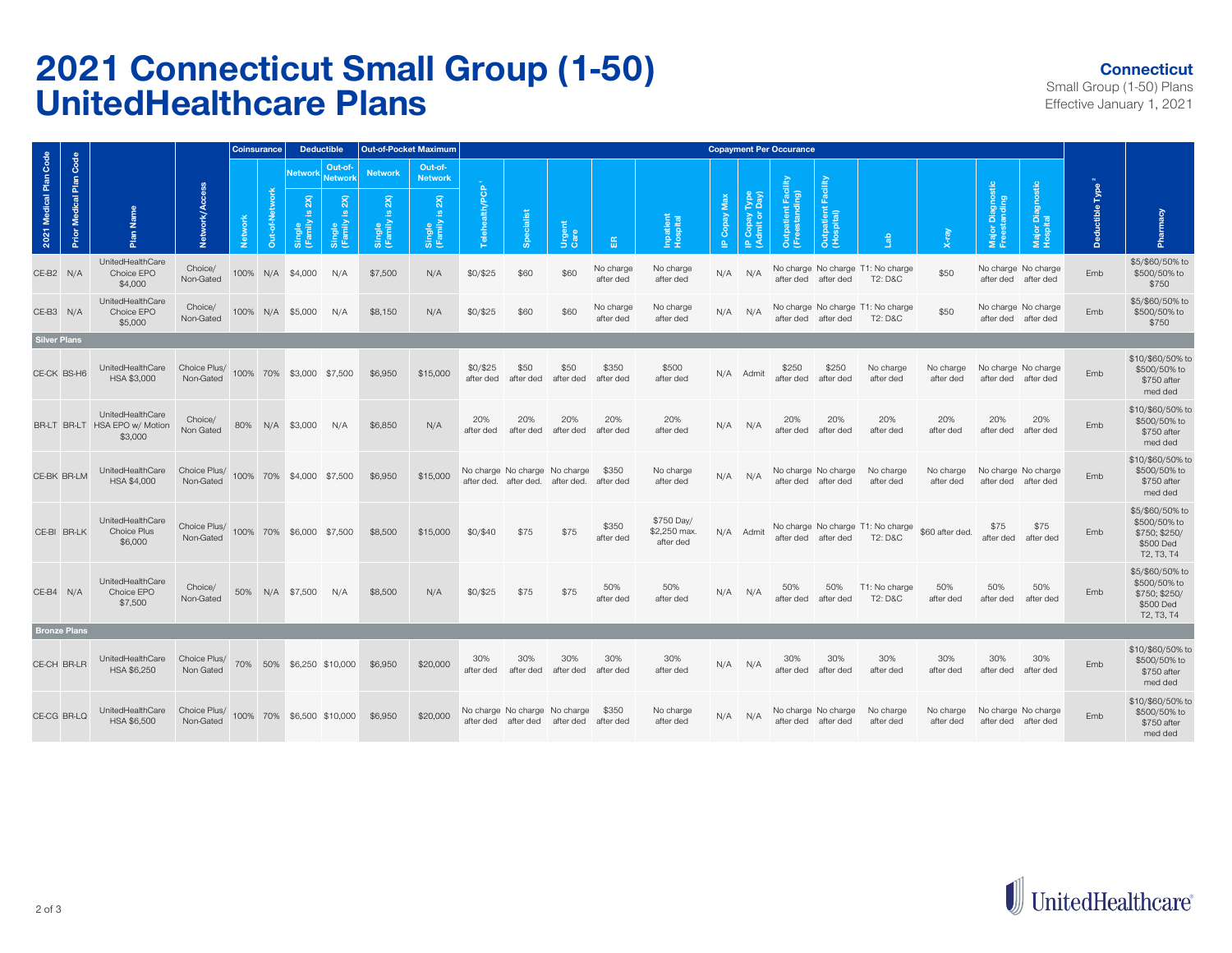# 2021 Connecticut Small Group (1-50) UnitedHealthcare Plans

**Connecticut**
Small Group (1-50) Plans
Effective January 1, 2021

| 2021 Medical Plan Code | Prior Medical Plan Code | Plan Name | Network/Access | Coinsurance | | Deductible | | Out-of-Pocket Maximum | | Copayment Per Occurance | | | | | | | | | | | | | | Deductible Type [2] | Pharmacy |
|---|---|---|---|---|---|---|---|---|---|---|---|---|---|---|---|---|---|---|---|---|---|---|---|---|---|
| | | | | Network | Out-of-Network | Network Single (Family is 2X) | Out-of-Network Single (Family is 2X) | Network Single (Family is 2X) | Out-of-Network Single (Family is 2X) | Telehealth/PCP [1] | Specialist | Urgent Care | ER | Inpatient Hospital | IP Copay Max | IP Copay Type (Admit or Day) | Outpatient Facility (Freestanding) | Outpatient Facility (Hospital) | Lab | X-ray | Major Diagnostic Freestanding | Major Diagnostic Hospital | | | |
| CE-B2 | N/A | UnitedHealthCare Choice EPO $4,000 | Choice/ Non-Gated | 100% | N/A | $4,000 | N/A | $7,500 | N/A | $0/$25 | $60 | $60 | No charge after ded | No charge after ded | N/A | N/A | No charge after ded | No charge after ded | T1: No charge T2: D&C | $50 | No charge after ded | No charge after ded | Emb | $5/$60/50% to $500/50% to $750 |
| CE-B3 | N/A | UnitedHealthCare Choice EPO $5,000 | Choice/ Non-Gated | 100% | N/A | $5,000 | N/A | $8,150 | N/A | $0/$25 | $60 | $60 | No charge after ded | No charge after ded | N/A | N/A | No charge after ded | No charge after ded | T1: No charge T2: D&C | $50 | No charge after ded | No charge after ded | Emb | $5/$60/50% to $500/50% to $750 |
| **Silver Plans** | | | | | | | | | | | | | | | | | | | | | | | | | |
| CE-CK | BS-H6 | UnitedHealthCare HSA $3,000 | Choice Plus/ Non-Gated | 100% | 70% | $3,000 | $7,500 | $6,950 | $15,000 | $0/$25 after ded | $50 after ded | $50 after ded | $350 after ded | $500 after ded | N/A | Admit | $250 after ded | $250 after ded | No charge after ded | No charge after ded | No charge after ded | No charge after ded | Emb | $10/$60/50% to $500/50% to $750 after med ded |
| BR-LT | BR-LT | UnitedHealthCare HSA EPO w/ Motion $3,000 | Choice/ Non Gated | 80% | N/A | $3,000 | N/A | $6,850 | N/A | 20% after ded | 20% after ded | 20% after ded | 20% after ded | 20% after ded | N/A | N/A | 20% after ded | 20% after ded | 20% after ded | 20% after ded | 20% after ded | 20% after ded | Emb | $10/$60/50% to $500/50% to $750 after med ded |
| CE-BK | BR-LM | UnitedHealthCare HSA $4,000 | Choice Plus/ Non-Gated | 100% | 70% | $4,000 | $7,500 | $6,950 | $15,000 | No charge after ded. | No charge after ded. | No charge after ded. | $350 after ded | No charge after ded | N/A | N/A | No charge after ded | No charge after ded | No charge after ded | No charge after ded | No charge after ded | No charge after ded | Emb | $10/$60/50% to $500/50% to $750 after med ded |
| CE-BI | BR-LK | UnitedHealthCare Choice Plus $6,000 | Choice Plus/ Non-Gated | 100% | 70% | $6,000 | $7,500 | $8,500 | $15,000 | $0/$40 | $75 | $75 | $350 after ded | $750 Day/ $2,250 max. after ded | N/A | Admit | No charge after ded | No charge after ded | T1: No charge T2: D&C | $60 after ded. | $75 after ded | $75 after ded | Emb | $5/$60/50% to $500/50% to $750; $250/ $500 Ded T2, T3, T4 |
| CE-B4 | N/A | UnitedHealthCare Choice EPO $7,500 | Choice/ Non-Gated | 50% | N/A | $7,500 | N/A | $8,500 | N/A | $0/$25 | $75 | $75 | 50% after ded | 50% after ded | N/A | N/A | 50% after ded | 50% after ded | T1: No charge T2: D&C | 50% after ded | 50% after ded | 50% after ded | Emb | $5/$60/50% to $500/50% to $750; $250/ $500 Ded T2, T3, T4 |
| **Bronze Plans** | | | | | | | | | | | | | | | | | | | | | | | | | |
| CE-CH | BR-LR | UnitedHealthCare HSA $6,250 | Choice Plus/ Non Gated | 70% | 50% | $6,250 | $10,000 | $6,950 | $20,000 | 30% after ded | 30% after ded | 30% after ded | 30% after ded | 30% after ded | N/A | N/A | 30% after ded | 30% after ded | 30% after ded | 30% after ded | 30% after ded | 30% after ded | Emb | $10/$60/50% to $500/50% to $750 after med ded |
| CE-CG | BR-LQ | UnitedHealthCare HSA $6,500 | Choice Plus/ Non-Gated | 100% | 70% | $6,500 | $10,000 | $6,950 | $20,000 | No charge after ded | No charge after ded | No charge after ded | $350 after ded | No charge after ded | N/A | N/A | No charge after ded | No charge after ded | No charge after ded | No charge after ded | No charge after ded | No charge after ded | Emb | $10/$60/50% to $500/50% to $750 after med ded |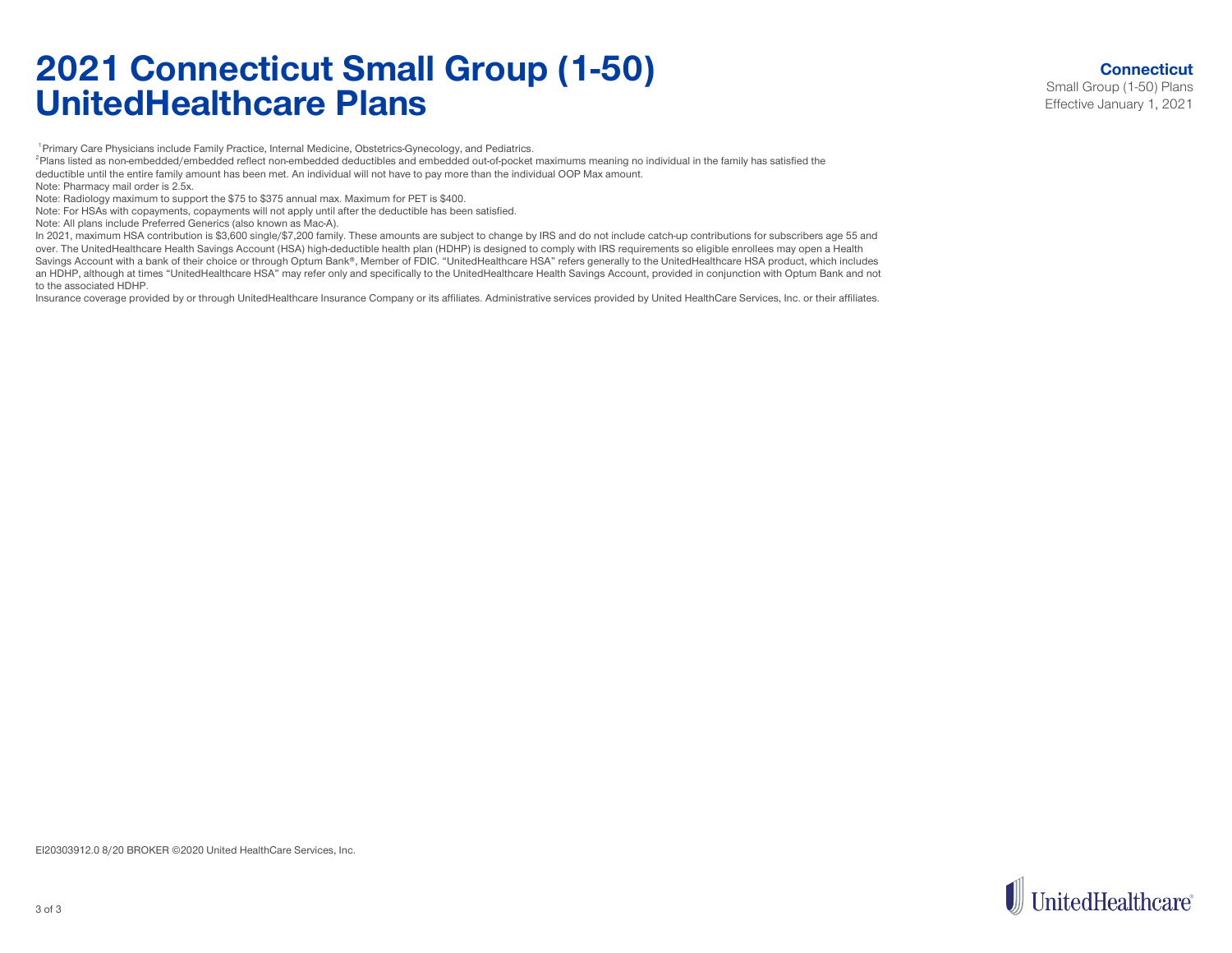# 2021 Connecticut Small Group (1-50) UnitedHealthcare Plans

**Connecticut**
Small Group (1-50) Plans
Effective January 1, 2021

[1]Primary Care Physicians include Family Practice, Internal Medicine, Obstetrics-Gynecology, and Pediatrics.
[2]Plans listed as non-embedded/embedded reflect non-embedded deductibles and embedded out-of-pocket maximums meaning no individual in the family has satisfied the deductible until the entire family amount has been met. An individual will not have to pay more than the individual OOP Max amount.
Note: Pharmacy mail order is 2.5x.
Note: Radiology maximum to support the $75 to $375 annual max. Maximum for PET is $400.
Note: For HSAs with copayments, copayments will not apply until after the deductible has been satisfied.
Note: All plans include Preferred Generics (also known as Mac-A).
In 2021, maximum HSA contribution is $3,600 single/$7,200 family. These amounts are subject to change by IRS and do not include catch-up contributions for subscribers age 55 and over. The UnitedHealthcare Health Savings Account (HSA) high-deductible health plan (HDHP) is designed to comply with IRS requirements so eligible enrollees may open a Health Savings Account with a bank of their choice or through Optum Bank®, Member of FDIC. "UnitedHealthcare HSA" refers generally to the UnitedHealthcare HSA product, which includes an HDHP, although at times "UnitedHealthcare HSA" may refer only and specifically to the UnitedHealthcare Health Savings Account, provided in conjunction with Optum Bank and not to the associated HDHP.
Insurance coverage provided by or through UnitedHealthcare Insurance Company or its affiliates. Administrative services provided by United HealthCare Services, Inc. or their affiliates.

EI20303912.0 8/20 BROKER ©2020 United HealthCare Services, Inc.

UnitedHealthcare®